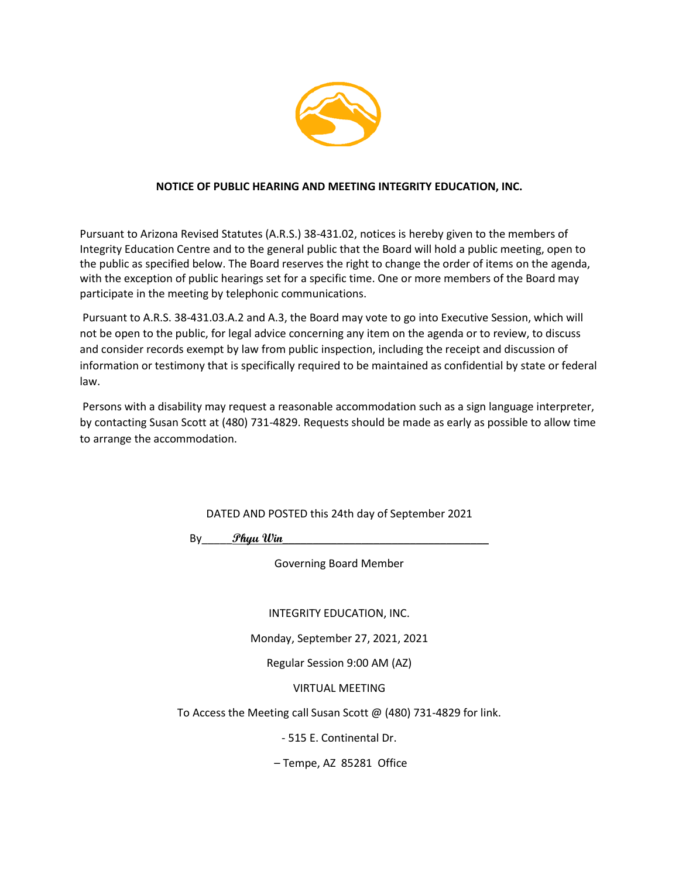**NOTICE OF PUBLIC HEARING AND MEETING INTEGRITY EDUCATION, INC.**

Pursuant to Arizona Revised Statutes (A.R.S.) 38-431.02, notices is hereby given to the members of Integrity Education Centre and to the general public that the Board will hold a public meeting, open to the public as specified below. The Board reserves the right to change the order of items on the agenda, with the exception of public hearings set for a specific time. One or more members of the Board may participate in the meeting by telephonic communications.

Pursuant to A.R.S. 38-431.03.A.2 and A.3, the Board may vote to go into Executive Session, which will not be open to the public, for legal advice concerning any item on the agenda or to review, to discuss and consider records exempt by law from public inspection, including the receipt and discussion of information or testimony that is specifically required to be maintained as confidential by state or federal law.

Persons with a disability may request a reasonable accommodation such as a sign language interpreter, by contacting Susan Scott at (480) 731-4829. Requests should be made as early as possible to allow time to arrange the accommodation.

DATED AND POSTED this 24th day of September 2021

By_____*Phyu Win*___________________________________

Governing Board Member

INTEGRITY EDUCATION, INC.

Monday, September 27, 2021, 2021

Regular Session 9:00 AM (AZ)

VIRTUAL MEETING

To Access the Meeting call Susan Scott @ (480) 731-4829 for link.

- 515 E. Continental Dr.

– Tempe, AZ 85281 Office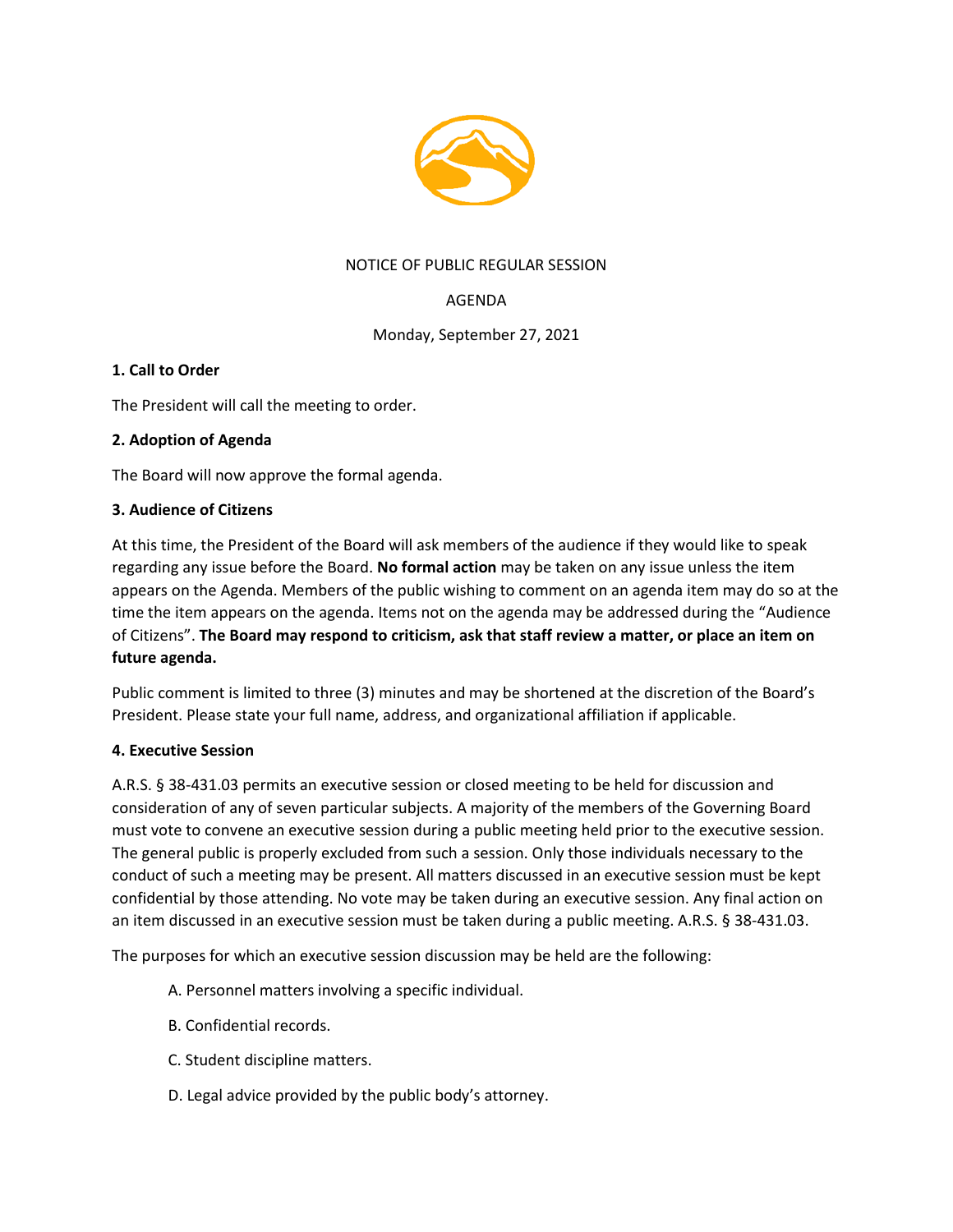NOTICE OF PUBLIC REGULAR SESSION

AGENDA

Monday, September 27, 2021

**1. Call to Order**

The President will call the meeting to order.

**2. Adoption of Agenda**

The Board will now approve the formal agenda.

**3. Audience of Citizens**

At this time, the President of the Board will ask members of the audience if they would like to speak regarding any issue before the Board. **No formal action** may be taken on any issue unless the item appears on the Agenda. Members of the public wishing to comment on an agenda item may do so at the time the item appears on the agenda. Items not on the agenda may be addressed during the "Audience of Citizens". **The Board may respond to criticism, ask that staff review a matter, or place an item on future agenda.**

Public comment is limited to three (3) minutes and may be shortened at the discretion of the Board's President. Please state your full name, address, and organizational affiliation if applicable.

**4. Executive Session**

A.R.S. § 38-431.03 permits an executive session or closed meeting to be held for discussion and consideration of any of seven particular subjects. A majority of the members of the Governing Board must vote to convene an executive session during a public meeting held prior to the executive session. The general public is properly excluded from such a session. Only those individuals necessary to the conduct of such a meeting may be present. All matters discussed in an executive session must be kept confidential by those attending. No vote may be taken during an executive session. Any final action on an item discussed in an executive session must be taken during a public meeting. A.R.S. § 38-431.03.

The purposes for which an executive session discussion may be held are the following:

A. Personnel matters involving a specific individual.

B. Confidential records.

C. Student discipline matters.

D. Legal advice provided by the public body's attorney.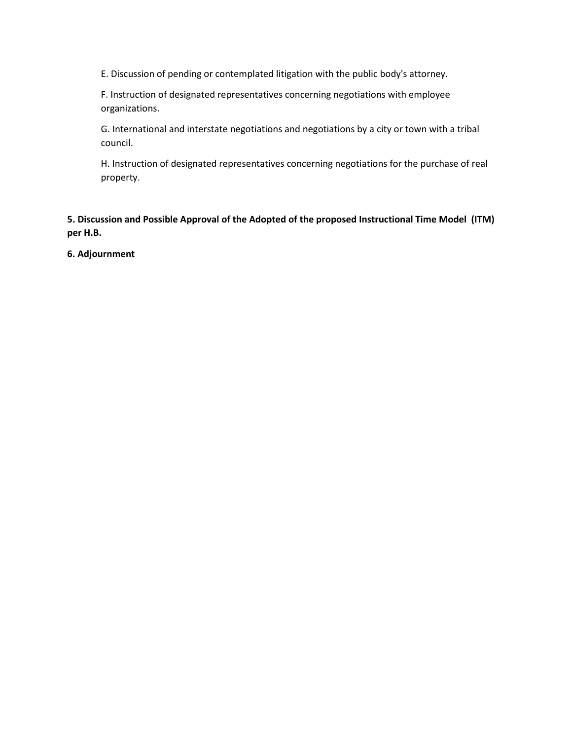E. Discussion of pending or contemplated litigation with the public body's attorney.

F. Instruction of designated representatives concerning negotiations with employee organizations.

G. International and interstate negotiations and negotiations by a city or town with a tribal council.

H. Instruction of designated representatives concerning negotiations for the purchase of real property.

**5. Discussion and Possible Approval of the Adopted of the proposed Instructional Time Model (ITM) per H.B.**

**6. Adjournment**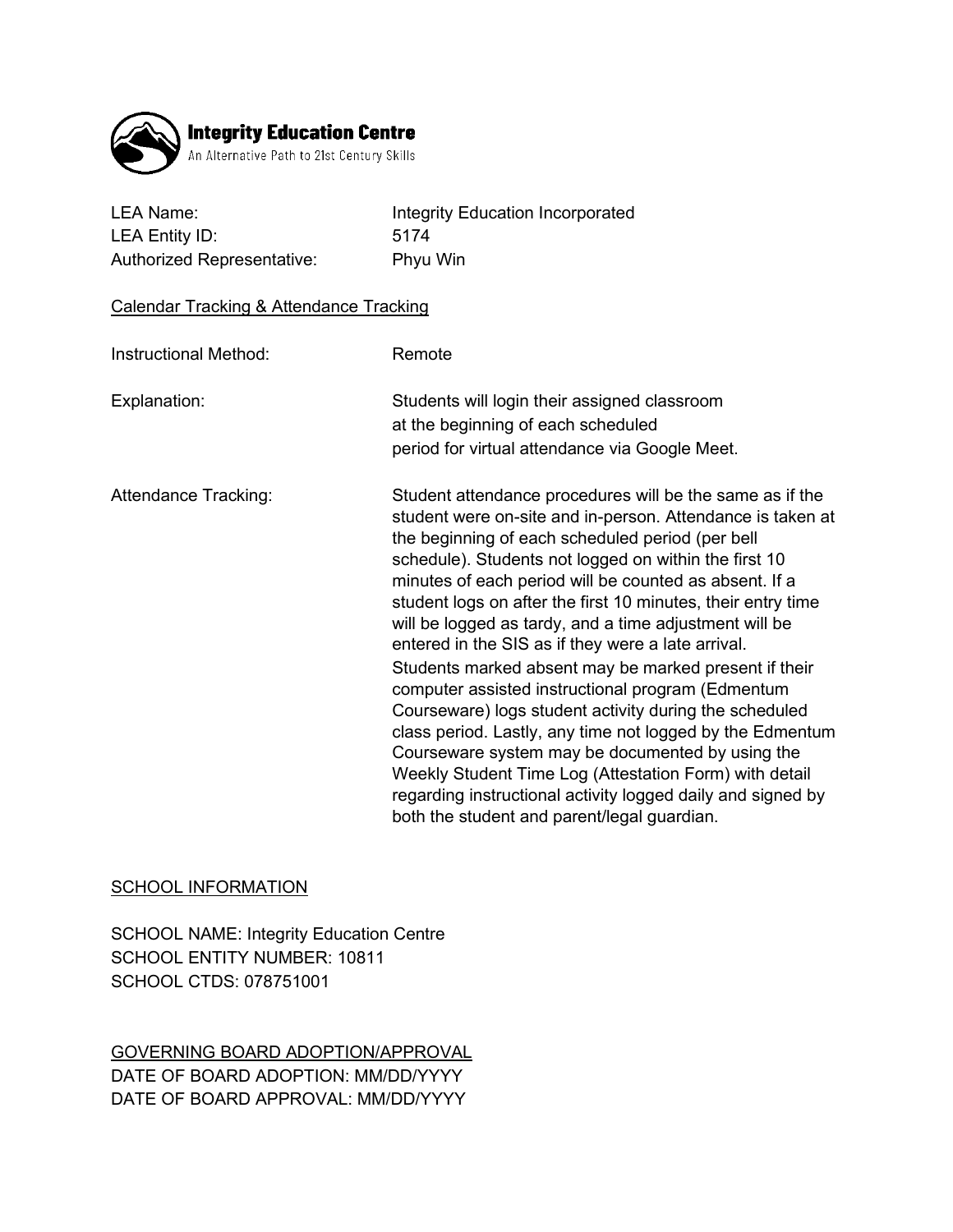**Integrity Education Centre**
An Alternative Path to 21st Century Skills

| | |
|---|---|
| LEA Name: | Integrity Education Incorporated |
| LEA Entity ID: | 5174 |
| Authorized Representative: | Phyu Win |

<u>Calendar Tracking & Attendance Tracking</u>

| | |
|---|---|
| Instructional Method: | Remote |
| Explanation: | Students will login their assigned classroom at the beginning of each scheduled period for virtual attendance via Google Meet. |
| Attendance Tracking: | Student attendance procedures will be the same as if the student were on-site and in-person. Attendance is taken at the beginning of each scheduled period (per bell schedule). Students not logged on within the first 10 minutes of each period will be counted as absent. If a student logs on after the first 10 minutes, their entry time will be logged as tardy, and a time adjustment will be entered in the SIS as if they were a late arrival. Students marked absent may be marked present if their computer assisted instructional program (Edmentum Courseware) logs student activity during the scheduled class period. Lastly, any time not logged by the Edmentum Courseware system may be documented by using the Weekly Student Time Log (Attestation Form) with detail regarding instructional activity logged daily and signed by both the student and parent/legal guardian. |

<u>SCHOOL INFORMATION</u>

SCHOOL NAME: Integrity Education Centre
SCHOOL ENTITY NUMBER: 10811
SCHOOL CTDS: 078751001

<u>GOVERNING BOARD ADOPTION/APPROVAL</u>
DATE OF BOARD ADOPTION: MM/DD/YYYY
DATE OF BOARD APPROVAL: MM/DD/YYYY